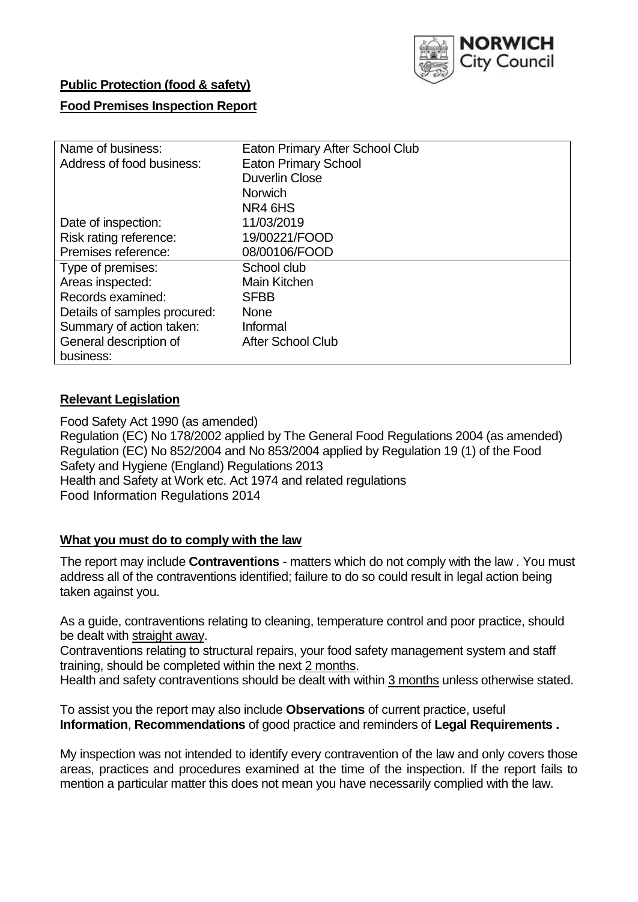**Public Protection (food & safety)**

**Food Premises Inspection Report**

| Name of business: | Eaton Primary After School Club |
|---|---|
| Address of food business: | Eaton Primary School<br>Duverlin Close<br>Norwich<br>NR4 6HS |
| Date of inspection: | 11/03/2019 |
| Risk rating reference: | 19/00221/FOOD |
| Premises reference: | 08/00106/FOOD |
| Type of premises: | School club |
| Areas inspected: | Main Kitchen |
| Records examined: | SFBB |
| Details of samples procured: | None |
| Summary of action taken: | Informal |
| General description of business: | After School Club |

## **Relevant Legislation**

Food Safety Act 1990 (as amended)
Regulation (EC) No 178/2002 applied by The General Food Regulations 2004 (as amended)
Regulation (EC) No 852/2004 and No 853/2004 applied by Regulation 19 (1) of the Food Safety and Hygiene (England) Regulations 2013
Health and Safety at Work etc. Act 1974 and related regulations
Food Information Regulations 2014

## **What you must do to comply with the law**

The report may include **Contraventions** - matters which do not comply with the law . You must address all of the contraventions identified; failure to do so could result in legal action being taken against you.

As a guide, contraventions relating to cleaning, temperature control and poor practice, should be dealt with straight away.
Contraventions relating to structural repairs, your food safety management system and staff training, should be completed within the next 2 months.
Health and safety contraventions should be dealt with within 3 months unless otherwise stated.

To assist you the report may also include **Observations** of current practice, useful **Information**, **Recommendations** of good practice and reminders of **Legal Requirements .**

My inspection was not intended to identify every contravention of the law and only covers those areas, practices and procedures examined at the time of the inspection. If the report fails to mention a particular matter this does not mean you have necessarily complied with the law.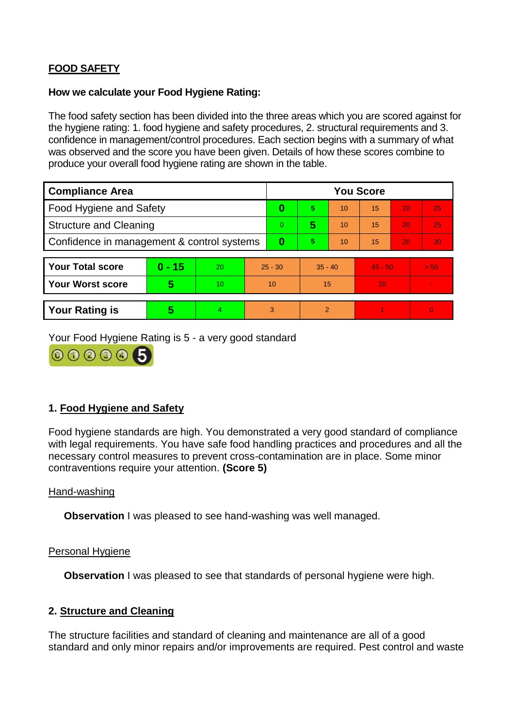**FOOD SAFETY**

**How we calculate your Food Hygiene Rating:**

The food safety section has been divided into the three areas which you are scored against for the hygiene rating: 1. food hygiene and safety procedures, 2. structural requirements and 3. confidence in management/control procedures. Each section begins with a summary of what was observed and the score you have been given. Details of how these scores combine to produce your overall food hygiene rating are shown in the table.

| Compliance Area | You Score | | | | | |
|---|---|---|---|---|---|---|
| Food Hygiene and Safety | **0** | 5 | 10 | 15 | 20 | 25 |
| Structure and Cleaning | 0 | **5** | 10 | 15 | 20 | 25 |
| Confidence in management & control systems | **0** | 5 | 10 | 15 | 20 | 30 |

| | | | | | | |
|---|---|---|---|---|---|---|
| **Your Total score** | **0 - 15** | 20 | 25 - 30 | 35 - 40 | 45 - 50 | > 50 |
| **Your Worst score** | **5** | 10 | 10 | 15 | 20 | - |

| | | | | | | |
|---|---|---|---|---|---|---|
| **Your Rating is** | **5** | 4 | 3 | 2 | 1 | 0 |

Your Food Hygiene Rating is 5 - a very good standard

## 1. Food Hygiene and Safety

Food hygiene standards are high. You demonstrated a very good standard of compliance with legal requirements. You have safe food handling practices and procedures and all the necessary control measures to prevent cross-contamination are in place. Some minor contraventions require your attention. **(Score 5)**

Hand-washing

**Observation** I was pleased to see hand-washing was well managed.

Personal Hygiene

**Observation** I was pleased to see that standards of personal hygiene were high.

## 2. Structure and Cleaning

The structure facilities and standard of cleaning and maintenance are all of a good standard and only minor repairs and/or improvements are required. Pest control and waste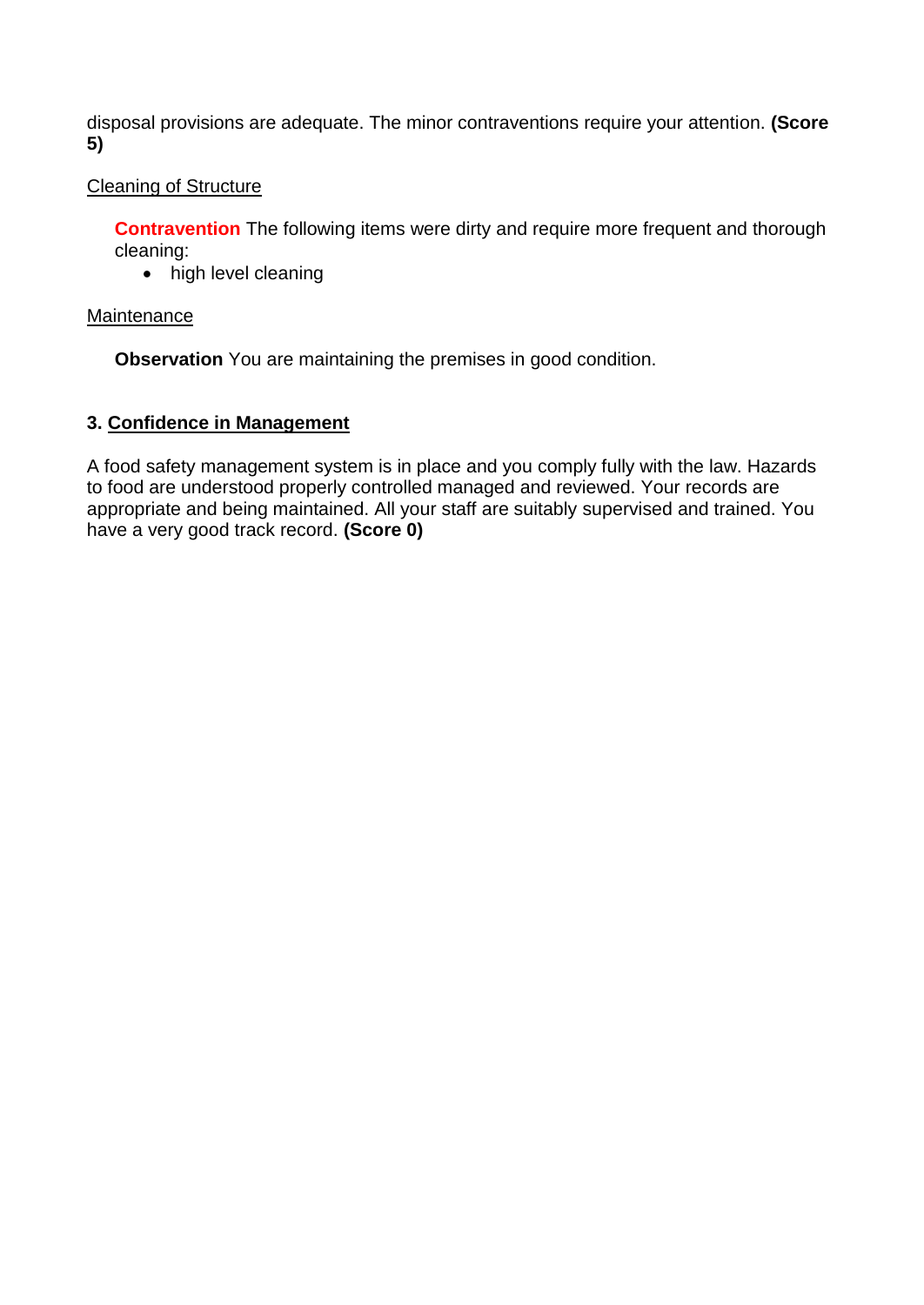disposal provisions are adequate. The minor contraventions require your attention. **(Score 5)**

Cleaning of Structure

**Contravention** The following items were dirty and require more frequent and thorough cleaning:

- high level cleaning

Maintenance

**Observation** You are maintaining the premises in good condition.

### 3. Confidence in Management

A food safety management system is in place and you comply fully with the law. Hazards to food are understood properly controlled managed and reviewed. Your records are appropriate and being maintained. All your staff are suitably supervised and trained. You have a very good track record. **(Score 0)**